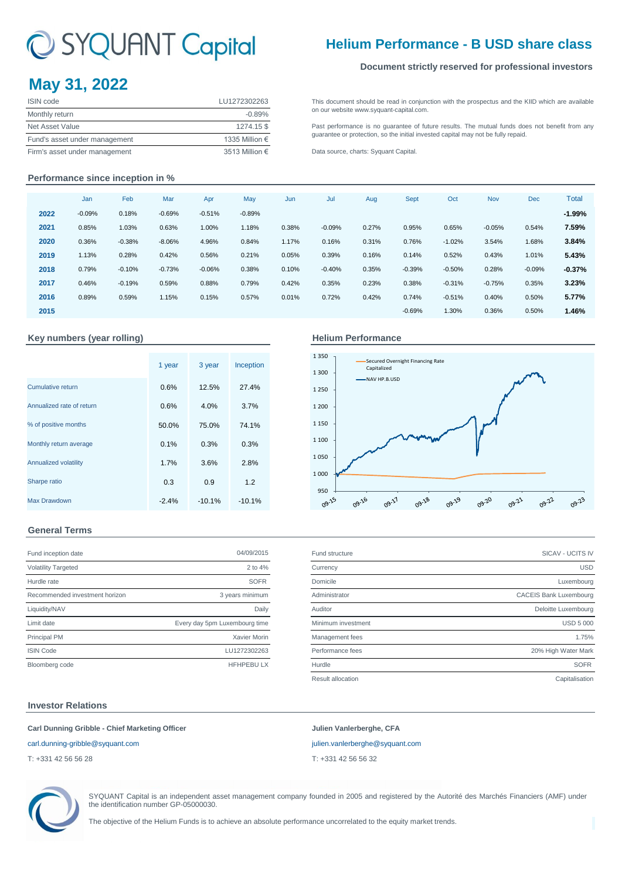# SYQUANT Capital

## Helium Performance - B USD share class

**Document strictly reserved for professional investors**

## May 31, 2022

| ISIN code | LU1272302263 |
|---|---|
| Monthly return | -0.89% |
| Net Asset Value | 1274.15 $ |
| Fund's asset under management | 1335 Million € |
| Firm's asset under management | 3513 Million € |

This document should be read in conjunction with the prospectus and the KIID which are available on our website www.syquant-capital.com.

Past performance is no guarantee of future results. The mutual funds does not benefit from any guarantee or protection, so the initial invested capital may not be fully repaid.

Data source, charts: Syquant Capital.

### Performance since inception in %

| | Jan | Feb | Mar | Apr | May | Jun | Jul | Aug | Sept | Oct | Nov | Dec | Total |
|---|---|---|---|---|---|---|---|---|---|---|---|---|---|
| **2022** | -0.09% | 0.18% | -0.69% | -0.51% | -0.89% | | | | | | | | **-1.99%** |
| **2021** | 0.85% | 1.03% | 0.63% | 1.00% | 1.18% | 0.38% | -0.09% | 0.27% | 0.95% | 0.65% | -0.05% | 0.54% | **7.59%** |
| **2020** | 0.36% | -0.38% | -8.06% | 4.96% | 0.84% | 1.17% | 0.16% | 0.31% | 0.76% | -1.02% | 3.54% | 1.68% | **3.84%** |
| **2019** | 1.13% | 0.28% | 0.42% | 0.56% | 0.21% | 0.05% | 0.39% | 0.16% | 0.14% | 0.52% | 0.43% | 1.01% | **5.43%** |
| **2018** | 0.79% | -0.10% | -0.73% | -0.06% | 0.38% | 0.10% | -0.40% | 0.35% | -0.39% | -0.50% | 0.28% | -0.09% | **-0.37%** |
| **2017** | 0.46% | -0.19% | 0.59% | 0.88% | 0.79% | 0.42% | 0.35% | 0.23% | 0.38% | -0.31% | -0.75% | 0.35% | **3.23%** |
| **2016** | 0.89% | 0.59% | 1.15% | 0.15% | 0.57% | 0.01% | 0.72% | 0.42% | 0.74% | -0.51% | 0.40% | 0.50% | **5.77%** |
| **2015** | | | | | | | | | -0.69% | 1.30% | 0.36% | 0.50% | **1.46%** |

### Key numbers (year rolling)

| | 1 year | 3 year | Inception |
|---|---|---|---|
| Cumulative return | 0.6% | 12.5% | 27.4% |
| Annualized rate of return | 0.6% | 4.0% | 3.7% |
| % of positive months | 50.0% | 75.0% | 74.1% |
| Monthly return average | 0.1% | 0.3% | 0.3% |
| Annualized volatility | 1.7% | 3.6% | 2.8% |
| Sharpe ratio | 0.3 | 0.9 | 1.2 |
| Max Drawdown | -2.4% | -10.1% | -10.1% |

### Helium Performance

### General Terms

| Fund inception date | 04/09/2015 |
|---|---|
| Volatility Targeted | 2 to 4% |
| Hurdle rate | SOFR |
| Recommended investment horizon | 3 years minimum |
| Liquidity/NAV | Daily |
| Limit date | Every day 5pm Luxembourg time |
| Principal PM | Xavier Morin |
| ISIN Code | LU1272302263 |
| Bloomberg code | HFHPEBU LX |

| Fund structure | SICAV - UCITS IV |
|---|---|
| Currency | USD |
| Domicile | Luxembourg |
| Administrator | CACEIS Bank Luxembourg |
| Auditor | Deloitte Luxembourg |
| Minimum investment | USD 5 000 |
| Management fees | 1.75% |
| Performance fees | 20% High Water Mark |
| Hurdle | SOFR |
| Result allocation | Capitalisation |

### Investor Relations

**Carl Dunning Gribble - Chief Marketing Officer**

carl.dunning-gribble@syquant.com

T: +331 42 56 56 28

**Julien Vanlerberghe, CFA**

julien.vanlerberghe@syquant.com

T: +331 42 56 56 32

SYQUANT Capital is an independent asset management company founded in 2005 and registered by the Autorité des Marchés Financiers (AMF) under the identification number GP-05000030.

The objective of the Helium Funds is to achieve an absolute performance uncorrelated to the equity market trends.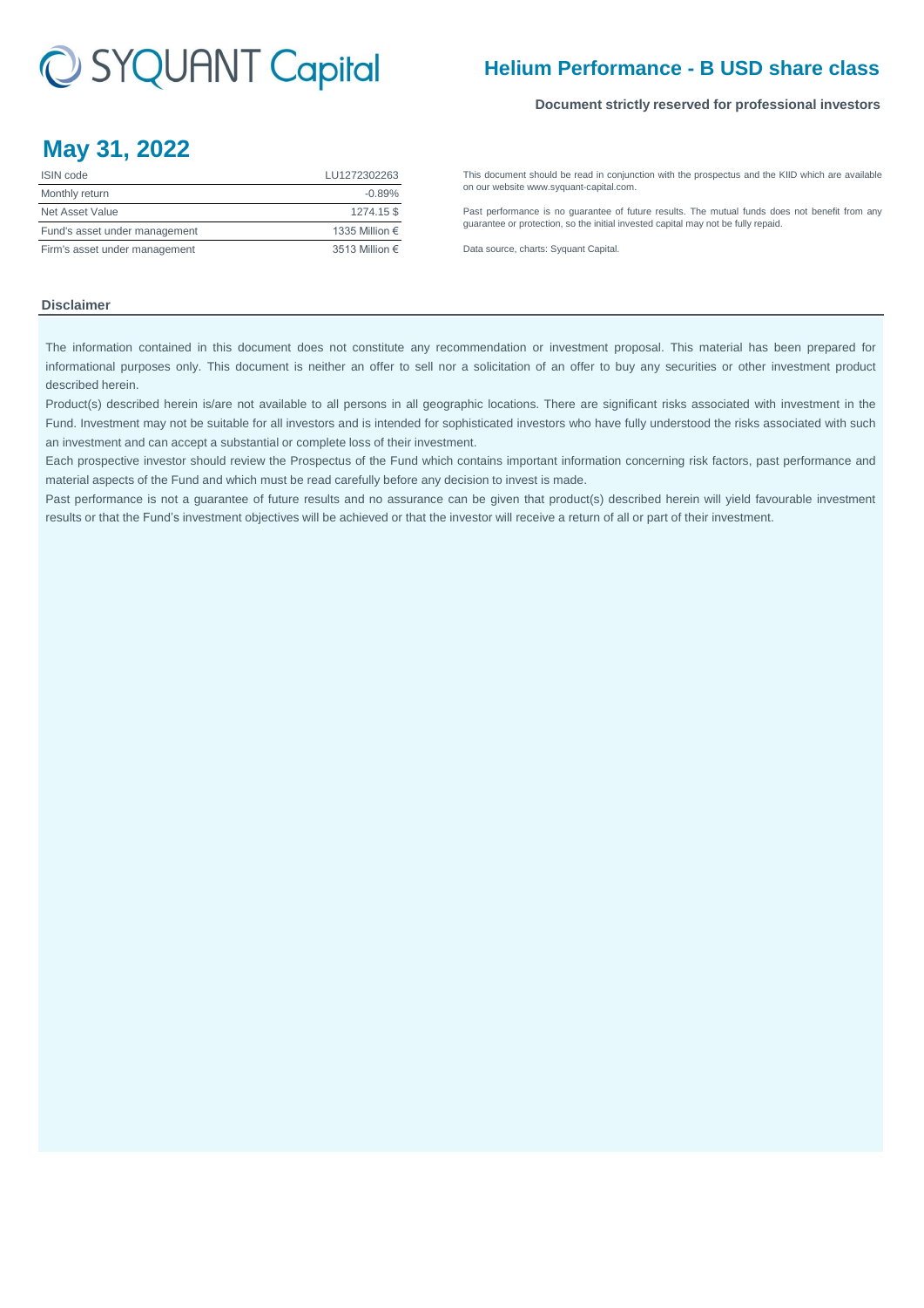# Helium Performance - B USD share class

**Document strictly reserved for professional investors**

## May 31, 2022

| ISIN code | LU1272302263 |
|---|---|
| Monthly return | -0.89% |
| Net Asset Value | 1274.15 $ |
| Fund's asset under management | 1335 Million € |
| Firm's asset under management | 3513 Million € |

This document should be read in conjunction with the prospectus and the KIID which are available on our website www.syquant-capital.com.

Past performance is no guarantee of future results. The mutual funds does not benefit from any guarantee or protection, so the initial invested capital may not be fully repaid.

Data source, charts: Syquant Capital.

### Disclaimer

The information contained in this document does not constitute any recommendation or investment proposal. This material has been prepared for informational purposes only. This document is neither an offer to sell nor a solicitation of an offer to buy any securities or other investment product described herein.

Product(s) described herein is/are not available to all persons in all geographic locations. There are significant risks associated with investment in the Fund. Investment may not be suitable for all investors and is intended for sophisticated investors who have fully understood the risks associated with such an investment and can accept a substantial or complete loss of their investment.

Each prospective investor should review the Prospectus of the Fund which contains important information concerning risk factors, past performance and material aspects of the Fund and which must be read carefully before any decision to invest is made.

Past performance is not a guarantee of future results and no assurance can be given that product(s) described herein will yield favourable investment results or that the Fund's investment objectives will be achieved or that the investor will receive a return of all or part of their investment.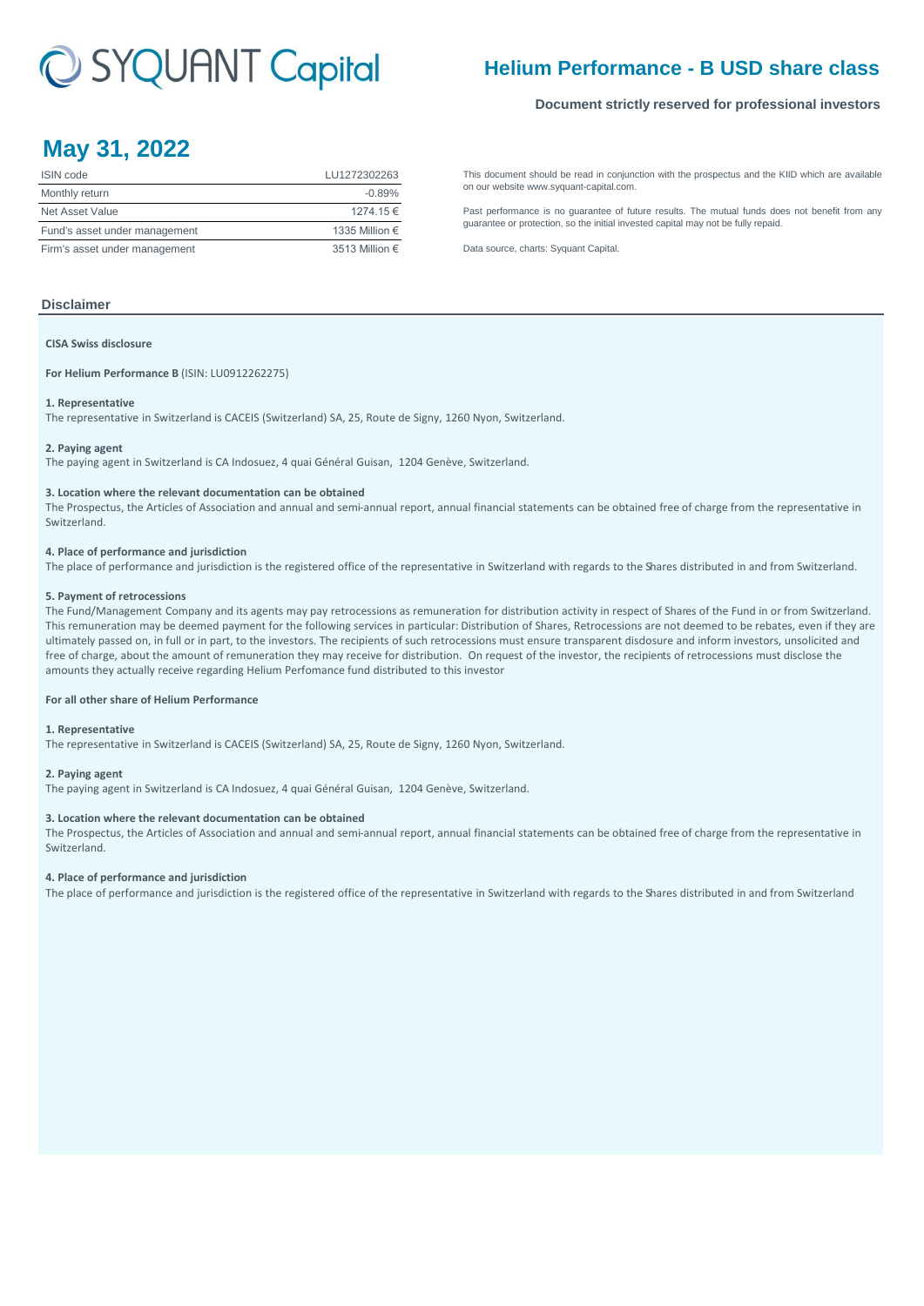# Helium Performance - B USD share class

**Document strictly reserved for professional investors**

## May 31, 2022

| | |
|---|---|
| ISIN code | LU1272302263 |
| Monthly return | -0.89% |
| Net Asset Value | 1274.15 € |
| Fund's asset under management | 1335 Million € |
| Firm's asset under management | 3513 Million € |

This document should be read in conjunction with the prospectus and the KIID which are available on our website www.syquant-capital.com.

Past performance is no guarantee of future results. The mutual funds does not benefit from any guarantee or protection, so the initial invested capital may not be fully repaid.

Data source, charts: Syquant Capital.

### Disclaimer

**CISA Swiss disclosure**

**For Helium Performance B** (ISIN: LU0912262275)

**1. Representative**
The representative in Switzerland is CACEIS (Switzerland) SA, 25, Route de Signy, 1260 Nyon, Switzerland.

**2. Paying agent**
The paying agent in Switzerland is CA Indosuez, 4 quai Général Guisan, 1204 Genève, Switzerland.

**3. Location where the relevant documentation can be obtained**
The Prospectus, the Articles of Association and annual and semi-annual report, annual financial statements can be obtained free of charge from the representative in Switzerland.

**4. Place of performance and jurisdiction**
The place of performance and jurisdiction is the registered office of the representative in Switzerland with regards to the Shares distributed in and from Switzerland.

**5. Payment of retrocessions**
The Fund/Management Company and its agents may pay retrocessions as remuneration for distribution activity in respect of Shares of the Fund in or from Switzerland. This remuneration may be deemed payment for the following services in particular: Distribution of Shares, Retrocessions are not deemed to be rebates, even if they are ultimately passed on, in full or in part, to the investors. The recipients of such retrocessions must ensure transparent disdosure and inform investors, unsolicited and free of charge, about the amount of remuneration they may receive for distribution. On request of the investor, the recipients of retrocessions must disclose the amounts they actually receive regarding Helium Perfomance fund distributed to this investor

**For all other share of Helium Performance**

**1. Representative**
The representative in Switzerland is CACEIS (Switzerland) SA, 25, Route de Signy, 1260 Nyon, Switzerland.

**2. Paying agent**
The paying agent in Switzerland is CA Indosuez, 4 quai Général Guisan, 1204 Genève, Switzerland.

**3. Location where the relevant documentation can be obtained**
The Prospectus, the Articles of Association and annual and semi-annual report, annual financial statements can be obtained free of charge from the representative in Switzerland.

**4. Place of performance and jurisdiction**
The place of performance and jurisdiction is the registered office of the representative in Switzerland with regards to the Shares distributed in and from Switzerland